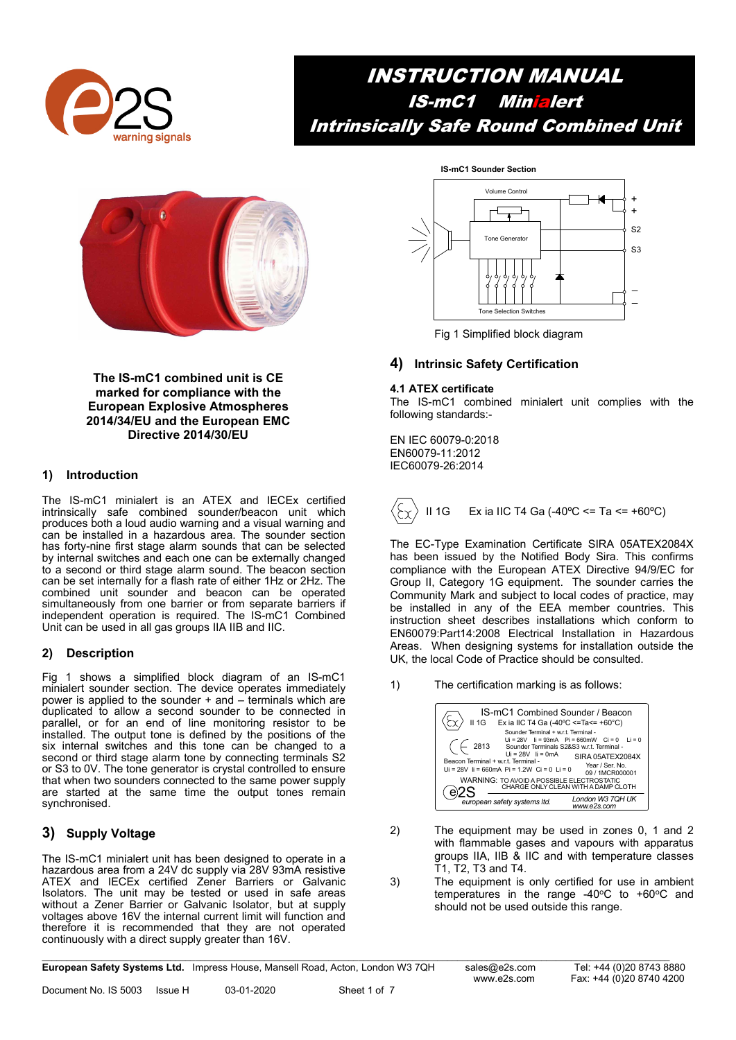# INSTRUCTION MANUAL
## IS-mC1 Minialert
## Intrinsically Safe Round Combined Unit

**The IS-mC1 combined unit is CE marked for compliance with the European Explosive Atmospheres 2014/34/EU and the European EMC Directive 2014/30/EU**

## 1) Introduction

The IS-mC1 minialert is an ATEX and IECEx certified intrinsically safe combined sounder/beacon unit which produces both a loud audio warning and a visual warning and can be installed in a hazardous area. The sounder section has forty-nine first stage alarm sounds that can be selected by internal switches and each one can be externally changed to a second or third stage alarm sound. The beacon section can be set internally for a flash rate of either 1Hz or 2Hz. The combined unit sounder and beacon can be operated simultaneously from one barrier or from separate barriers if independent operation is required. The IS-mC1 Combined Unit can be used in all gas groups IIA IIB and IIC.

## 2) Description

Fig 1 shows a simplified block diagram of an IS-mC1 minialert sounder section. The device operates immediately power is applied to the sounder + and – terminals which are duplicated to allow a second sounder to be connected in parallel, or for an end of line monitoring resistor to be installed. The output tone is defined by the positions of the six internal switches and this tone can be changed to a second or third stage alarm sound by connecting terminals S2 or S3 to 0V. The tone generator is crystal controlled to ensure that when two sounders connected to the same power supply are started at the same time the output tones remain synchronised.

## 3) Supply Voltage

The IS-mC1 minialert unit has been designed to operate in a hazardous area from a 24V dc supply via 28V 93mA resistive ATEX and IECEx certified Zener Barriers or Galvanic Isolators. The unit may be tested or used in safe areas without a Zener Barrier or Galvanic Isolator, but at supply voltages above 16V the internal current limit will function and therefore it is recommended that they are not operated continuously with a direct supply greater than 16V.

IS-mC1 Sounder Section

Volume Control, Tone Generator, Tone Selection Switches, +, +, S2, S3, –, –

Fig 1 Simplified block diagram

## 4) Intrinsic Safety Certification

### 4.1 ATEX certificate

The IS-mC1 combined minialert unit complies with the following standards:-

EN IEC 60079-0:2018
EN60079-11:2012
IEC60079-26:2014

II 1G Ex ia IIC T4 Ga (-40ºC <= Ta <= +60ºC)

The EC-Type Examination Certificate SIRA 05ATEX2084X has been issued by the Notified Body Sira. This confirms compliance with the European ATEX Directive 94/9/EC for Group II, Category 1G equipment. The sounder carries the Community Mark and subject to local codes of practice, may be installed in any of the EEA member countries. This instruction sheet describes installations which conform to EN60079:Part14:2008 Electrical Installation in Hazardous Areas. When designing systems for installation outside the UK, the local Code of Practice should be consulted.

1) The certification marking is as follows:

IS-mC1 Combined Sounder / Beacon
II 1G Ex ia IIC T4 Ga (-40ºC <=Ta<= +60°C)
CE 2813
Sounder Terminal + w.r.t. Terminal - Ui = 28V Ii = 93mA Pi = 660mW Ci = 0 Li = 0
Sounder Terminals S2&S3 w.r.t. Terminal - Ui = 28V Ii = 0mA
Beacon Terminal + w.r.t. Terminal - Ui = 28V Ii = 660mA Pi = 1.2W Ci = 0 Li = 0
SIRA 05ATEX2084X
Year / Ser. No. 09 / 1MCR000001
WARNING: TO AVOID A POSSIBLE ELECTROSTATIC CHARGE ONLY CLEAN WITH A DAMP CLOTH
e2S european safety systems ltd. London W3 7QH UK www.e2s.com

2) The equipment may be used in zones 0, 1 and 2 with flammable gases and vapours with apparatus groups IIA, IIB & IIC and with temperature classes T1, T2, T3 and T4.

3) The equipment is only certified for use in ambient temperatures in the range -40$^{o}$C to +60$^{o}$C and should not be used outside this range.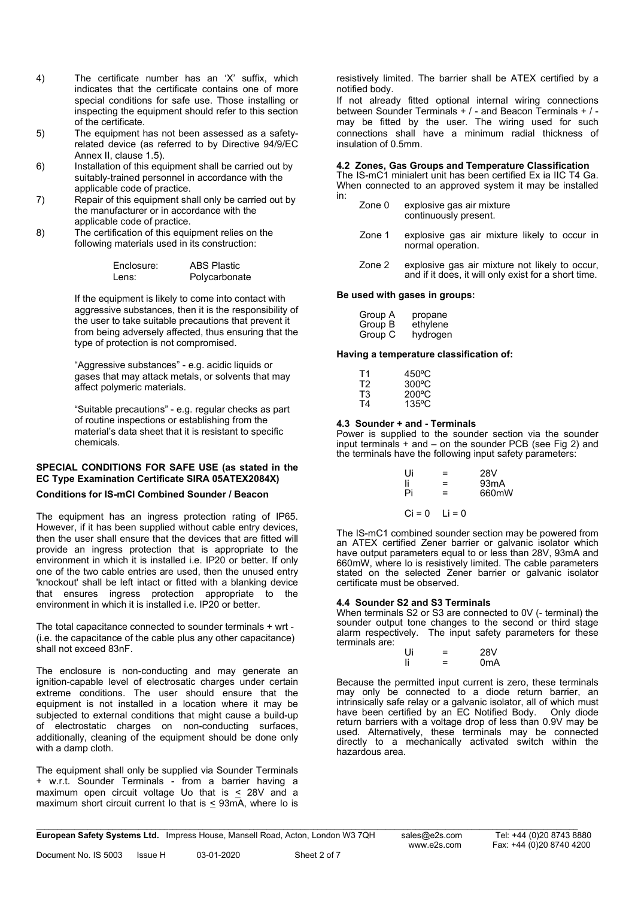4) The certificate number has an 'X' suffix, which indicates that the certificate contains one of more special conditions for safe use. Those installing or inspecting the equipment should refer to this section of the certificate.

5) The equipment has not been assessed as a safety-related device (as referred to by Directive 94/9/EC Annex II, clause 1.5).

6) Installation of this equipment shall be carried out by suitably-trained personnel in accordance with the applicable code of practice.

7) Repair of this equipment shall only be carried out by the manufacturer or in accordance with the applicable code of practice.

8) The certification of this equipment relies on the following materials used in its construction:

| | |
|---|---|
| Enclosure: | ABS Plastic |
| Lens: | Polycarbonate |

If the equipment is likely to come into contact with aggressive substances, then it is the responsibility of the user to take suitable precautions that prevent it from being adversely affected, thus ensuring that the type of protection is not compromised.

"Aggressive substances" - e.g. acidic liquids or gases that may attack metals, or solvents that may affect polymeric materials.

"Suitable precautions" - e.g. regular checks as part of routine inspections or establishing from the material's data sheet that it is resistant to specific chemicals.

**SPECIAL CONDITIONS FOR SAFE USE (as stated in the EC Type Examination Certificate SIRA 05ATEX2084X)**

**Conditions for IS-mCI Combined Sounder / Beacon**

The equipment has an ingress protection rating of IP65. However, if it has been supplied without cable entry devices, then the user shall ensure that the devices that are fitted will provide an ingress protection that is appropriate to the environment in which it is installed i.e. IP20 or better. If only one of the two cable entries are used, then the unused entry 'knockout' shall be left intact or fitted with a blanking device that ensures ingress protection appropriate to the environment in which it is installed i.e. IP20 or better.

The total capacitance connected to sounder terminals + wrt - (i.e. the capacitance of the cable plus any other capacitance) shall not exceed 83nF.

The enclosure is non-conducting and may generate an ignition-capable level of electrosatic charges under certain extreme conditions. The user should ensure that the equipment is not installed in a location where it may be subjected to external conditions that might cause a build-up of electrostatic charges on non-conducting surfaces, additionally, cleaning of the equipment should be done only with a damp cloth.

The equipment shall only be supplied via Sounder Terminals + w.r.t. Sounder Terminals - from a barrier having a maximum open circuit voltage Uo that is ≤ 28V and a maximum short circuit current Io that is ≤ 93mA, where Io is resistively limited. The barrier shall be ATEX certified by a notified body.

If not already fitted optional internal wiring connections between Sounder Terminals + / - and Beacon Terminals + / - may be fitted by the user. The wiring used for such connections shall have a minimum radial thickness of insulation of 0.5mm.

### 4.2 Zones, Gas Groups and Temperature Classification

The IS-mC1 minialert unit has been certified Ex ia IIC T4 Ga. When connected to an approved system it may be installed in:

| | |
|---|---|
| Zone 0 | explosive gas air mixture continuously present. |
| Zone 1 | explosive gas air mixture likely to occur in normal operation. |
| Zone 2 | explosive gas air mixture not likely to occur, and if it does, it will only exist for a short time. |

**Be used with gases in groups:**

| | |
|---|---|
| Group A | propane |
| Group B | ethylene |
| Group C | hydrogen |

**Having a temperature classification of:**

| | |
|---|---|
| T1 | 450ºC |
| T2 | 300ºC |
| T3 | 200ºC |
| T4 | 135ºC |

### 4.3 Sounder + and - Terminals

Power is supplied to the sounder section via the sounder input terminals + and – on the sounder PCB (see Fig 2) and the terminals have the following input safety parameters:

| | | |
|---|---|---|
| Ui | = | 28V |
| Ii | = | 93mA |
| Pi | = | 660mW |

Ci = 0   Li = 0

The IS-mC1 combined sounder section may be powered from an ATEX certified Zener barrier or galvanic isolator which have output parameters equal to or less than 28V, 93mA and 660mW, where Io is resistively limited. The cable parameters stated on the selected Zener barrier or galvanic isolator certificate must be observed.

### 4.4 Sounder S2 and S3 Terminals

When terminals S2 or S3 are connected to 0V (- terminal) the sounder output tone changes to the second or third stage alarm respectively. The input safety parameters for these terminals are:

| | | |
|---|---|---|
| Ui | = | 28V |
| Ii | = | 0mA |

Because the permitted input current is zero, these terminals may only be connected to a diode return barrier, an intrinsically safe relay or a galvanic isolator, all of which must have been certified by an EC Notified Body. Only diode return barriers with a voltage drop of less than 0.9V may be used. Alternatively, these terminals may be connected directly to a mechanically activated switch within the hazardous area.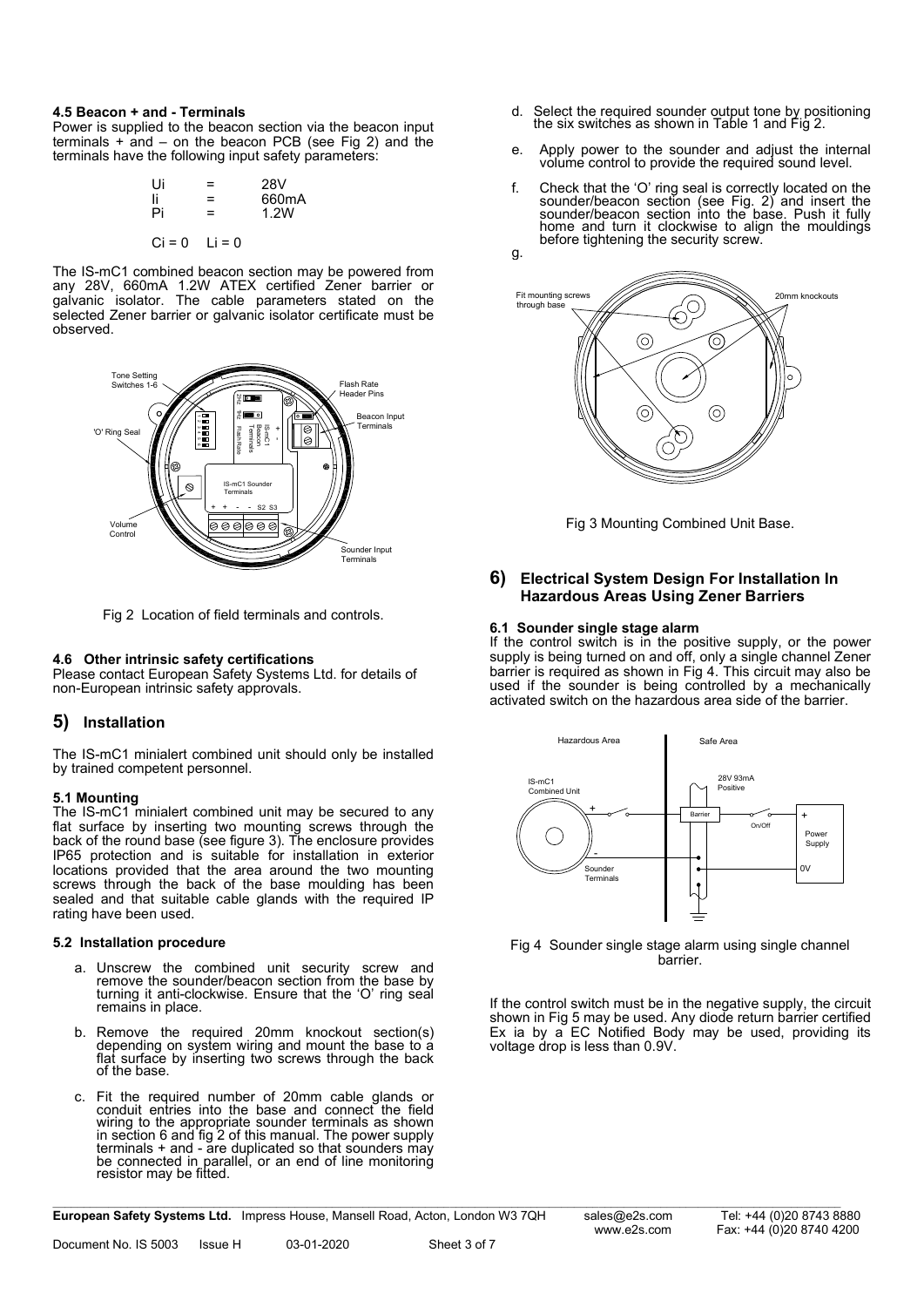#### 4.5 Beacon + and - Terminals

Power is supplied to the beacon section via the beacon input terminals + and – on the beacon PCB (see Fig 2) and the terminals have the following input safety parameters:

| | | |
|---|---|---|
| Ui | = | 28V |
| Ii | = | 660mA |
| Pi | = | 1.2W |

Ci = 0  Li = 0

The IS-mC1 combined beacon section may be powered from any 28V, 660mA 1.2W ATEX certified Zener barrier or galvanic isolator. The cable parameters stated on the selected Zener barrier or galvanic isolator certificate must be observed.

Fig 2 Location of field terminals and controls.

#### 4.6 Other intrinsic safety certifications

Please contact European Safety Systems Ltd. for details of non-European intrinsic safety approvals.

## 5) Installation

The IS-mC1 minialert combined unit should only be installed by trained competent personnel.

#### 5.1 Mounting

The IS-mC1 minialert combined unit may be secured to any flat surface by inserting two mounting screws through the back of the round base (see figure 3). The enclosure provides IP65 protection and is suitable for installation in exterior locations provided that the area around the two mounting screws through the back of the base moulding has been sealed and that suitable cable glands with the required IP rating have been used.

#### 5.2 Installation procedure

a. Unscrew the combined unit security screw and remove the sounder/beacon section from the base by turning it anti-clockwise. Ensure that the 'O' ring seal remains in place.

b. Remove the required 20mm knockout section(s) depending on system wiring and mount the base to a flat surface by inserting two screws through the back of the base.

c. Fit the required number of 20mm cable glands or conduit entries into the base and connect the field wiring to the appropriate sounder terminals as shown in section 6 and fig 2 of this manual. The power supply terminals + and - are duplicated so that sounders may be connected in parallel, or an end of line monitoring resistor may be fitted.

d. Select the required sounder output tone by positioning the six switches as shown in Table 1 and Fig 2.

e. Apply power to the sounder and adjust the internal volume control to provide the required sound level.

f. Check that the 'O' ring seal is correctly located on the sounder/beacon section (see Fig. 2) and insert the sounder/beacon section into the base. Push it fully home and turn it clockwise to align the mouldings before tightening the security screw.

g.

Fig 3 Mounting Combined Unit Base.

## 6) Electrical System Design For Installation In Hazardous Areas Using Zener Barriers

#### 6.1 Sounder single stage alarm

If the control switch is in the positive supply, or the power supply is being turned on and off, only a single channel Zener barrier is required as shown in Fig 4. This circuit may also be used if the sounder is being controlled by a mechanically activated switch on the hazardous area side of the barrier.

Fig 4 Sounder single stage alarm using single channel barrier.

If the control switch must be in the negative supply, the circuit shown in Fig 5 may be used. Any diode return barrier certified Ex ia by a EC Notified Body may be used, providing its voltage drop is less than 0.9V.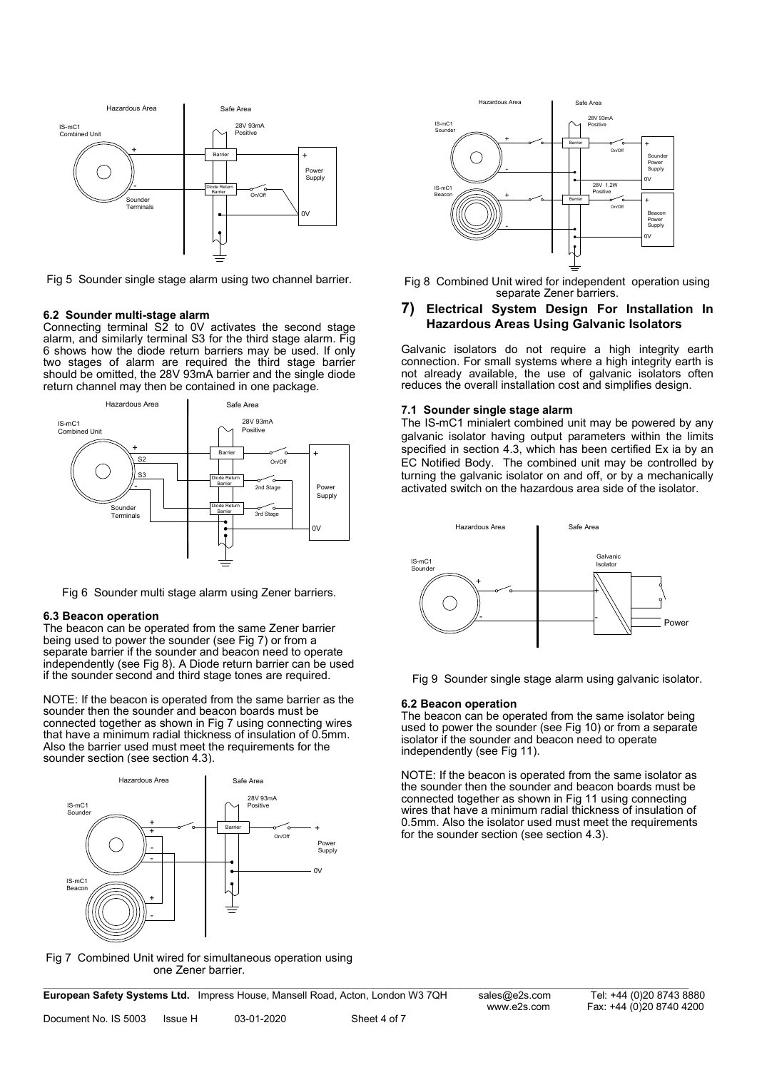Fig 5 Sounder single stage alarm using two channel barrier.

### 6.2 Sounder multi-stage alarm

Connecting terminal S2 to 0V activates the second stage alarm, and similarly terminal S3 for the third stage alarm. Fig 6 shows how the diode return barriers may be used. If only two stages of alarm are required the third stage barrier should be omitted, the 28V 93mA barrier and the single diode return channel may then be contained in one package.

Fig 6 Sounder multi stage alarm using Zener barriers.

### 6.3 Beacon operation

The beacon can be operated from the same Zener barrier being used to power the sounder (see Fig 7) or from a separate barrier if the sounder and beacon need to operate independently (see Fig 8). A Diode return barrier can be used if the sounder second and third stage tones are required.

NOTE: If the beacon is operated from the same barrier as the sounder then the sounder and beacon boards must be connected together as shown in Fig 7 using connecting wires that have a minimum radial thickness of insulation of 0.5mm. Also the barrier used must meet the requirements for the sounder section (see section 4.3).

Fig 7 Combined Unit wired for simultaneous operation using one Zener barrier.

Fig 8 Combined Unit wired for independent operation using separate Zener barriers.

## 7) Electrical System Design For Installation In Hazardous Areas Using Galvanic Isolators

Galvanic isolators do not require a high integrity earth connection. For small systems where a high integrity earth is not already available, the use of galvanic isolators often reduces the overall installation cost and simplifies design.

### 7.1 Sounder single stage alarm

The IS-mC1 minialert combined unit may be powered by any galvanic isolator having output parameters within the limits specified in section 4.3, which has been certified Ex ia by an EC Notified Body. The combined unit may be controlled by turning the galvanic isolator on and off, or by a mechanically activated switch on the hazardous area side of the isolator.

Fig 9 Sounder single stage alarm using galvanic isolator.

### 6.2 Beacon operation

The beacon can be operated from the same isolator being used to power the sounder (see Fig 10) or from a separate isolator if the sounder and beacon need to operate independently (see Fig 11).

NOTE: If the beacon is operated from the same isolator as the sounder then the sounder and beacon boards must be connected together as shown in Fig 11 using connecting wires that have a minimum radial thickness of insulation of 0.5mm. Also the isolator used must meet the requirements for the sounder section (see section 4.3).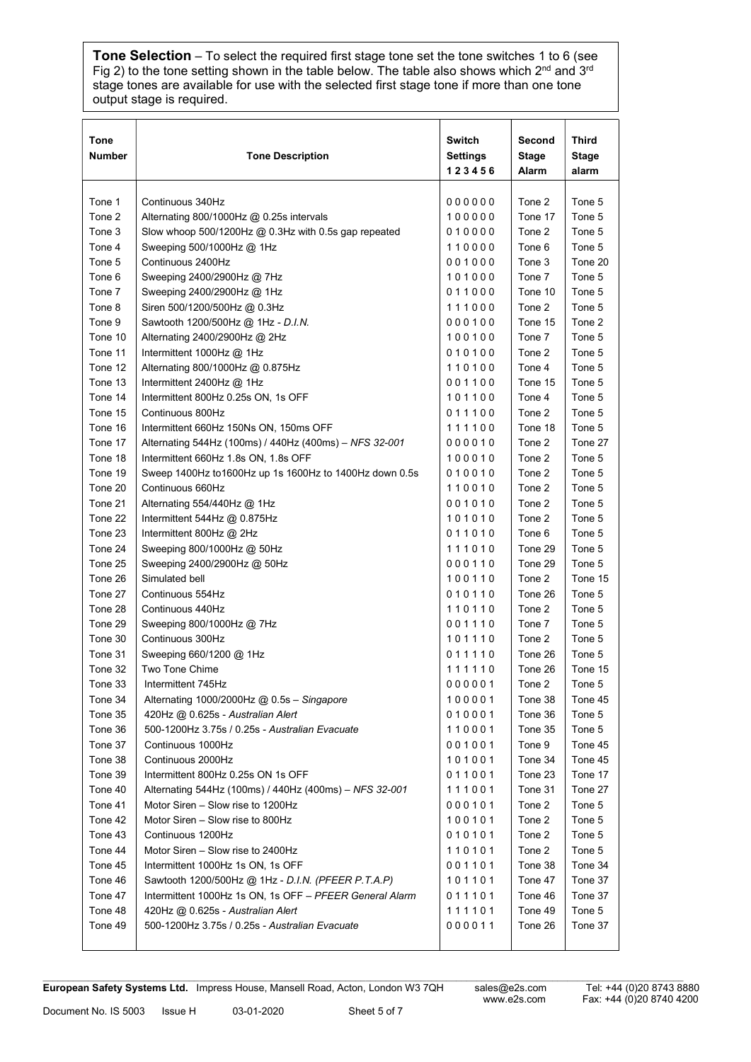**Tone Selection** – To select the required first stage tone set the tone switches 1 to 6 (see Fig 2) to the tone setting shown in the table below. The table also shows which 2nd and 3rd stage tones are available for use with the selected first stage tone if more than one tone output stage is required.

| Tone Number | Tone Description | Switch Settings 1 2 3 4 5 6 | Second Stage Alarm | Third Stage alarm |
|---|---|---|---|---|
| Tone 1 | Continuous 340Hz | 0 0 0 0 0 0 | Tone 2 | Tone 5 |
| Tone 2 | Alternating 800/1000Hz @ 0.25s intervals | 1 0 0 0 0 0 | Tone 17 | Tone 5 |
| Tone 3 | Slow whoop 500/1200Hz @ 0.3Hz with 0.5s gap repeated | 0 1 0 0 0 0 | Tone 2 | Tone 5 |
| Tone 4 | Sweeping 500/1000Hz @ 1Hz | 1 1 0 0 0 0 | Tone 6 | Tone 5 |
| Tone 5 | Continuous 2400Hz | 0 0 1 0 0 0 | Tone 3 | Tone 20 |
| Tone 6 | Sweeping 2400/2900Hz @ 7Hz | 1 0 1 0 0 0 | Tone 7 | Tone 5 |
| Tone 7 | Sweeping 2400/2900Hz @ 1Hz | 0 1 1 0 0 0 | Tone 10 | Tone 5 |
| Tone 8 | Siren 500/1200/500Hz @ 0.3Hz | 1 1 1 0 0 0 | Tone 2 | Tone 5 |
| Tone 9 | Sawtooth 1200/500Hz @ 1Hz - *D.I.N.* | 0 0 0 1 0 0 | Tone 15 | Tone 2 |
| Tone 10 | Alternating 2400/2900Hz @ 2Hz | 1 0 0 1 0 0 | Tone 7 | Tone 5 |
| Tone 11 | Intermittent 1000Hz @ 1Hz | 0 1 0 1 0 0 | Tone 2 | Tone 5 |
| Tone 12 | Alternating 800/1000Hz @ 0.875Hz | 1 1 0 1 0 0 | Tone 4 | Tone 5 |
| Tone 13 | Intermittent 2400Hz @ 1Hz | 0 0 1 1 0 0 | Tone 15 | Tone 5 |
| Tone 14 | Intermittent 800Hz 0.25s ON, 1s OFF | 1 0 1 1 0 0 | Tone 4 | Tone 5 |
| Tone 15 | Continuous 800Hz | 0 1 1 1 0 0 | Tone 2 | Tone 5 |
| Tone 16 | Intermittent 660Hz 150Ns ON, 150ms OFF | 1 1 1 1 0 0 | Tone 18 | Tone 5 |
| Tone 17 | Alternating 544Hz (100ms) / 440Hz (400ms) – *NFS 32-001* | 0 0 0 0 1 0 | Tone 2 | Tone 27 |
| Tone 18 | Intermittent 660Hz 1.8s ON, 1.8s OFF | 1 0 0 0 1 0 | Tone 2 | Tone 5 |
| Tone 19 | Sweep 1400Hz to1600Hz up 1s 1600Hz to 1400Hz down 0.5s | 0 1 0 0 1 0 | Tone 2 | Tone 5 |
| Tone 20 | Continuous 660Hz | 1 1 0 0 1 0 | Tone 2 | Tone 5 |
| Tone 21 | Alternating 554/440Hz @ 1Hz | 0 0 1 0 1 0 | Tone 2 | Tone 5 |
| Tone 22 | Intermittent 544Hz @ 0.875Hz | 1 0 1 0 1 0 | Tone 2 | Tone 5 |
| Tone 23 | Intermittent 800Hz @ 2Hz | 0 1 1 0 1 0 | Tone 6 | Tone 5 |
| Tone 24 | Sweeping 800/1000Hz @ 50Hz | 1 1 1 0 1 0 | Tone 29 | Tone 5 |
| Tone 25 | Sweeping 2400/2900Hz @ 50Hz | 0 0 0 1 1 0 | Tone 29 | Tone 5 |
| Tone 26 | Simulated bell | 1 0 0 1 1 0 | Tone 2 | Tone 15 |
| Tone 27 | Continuous 554Hz | 0 1 0 1 1 0 | Tone 26 | Tone 5 |
| Tone 28 | Continuous 440Hz | 1 1 0 1 1 0 | Tone 2 | Tone 5 |
| Tone 29 | Sweeping 800/1000Hz @ 7Hz | 0 0 1 1 1 0 | Tone 7 | Tone 5 |
| Tone 30 | Continuous 300Hz | 1 0 1 1 1 0 | Tone 2 | Tone 5 |
| Tone 31 | Sweeping 660/1200 @ 1Hz | 0 1 1 1 1 0 | Tone 26 | Tone 5 |
| Tone 32 | Two Tone Chime | 1 1 1 1 1 0 | Tone 26 | Tone 15 |
| Tone 33 | Intermittent 745Hz | 0 0 0 0 0 1 | Tone 2 | Tone 5 |
| Tone 34 | Alternating 1000/2000Hz @ 0.5s – *Singapore* | 1 0 0 0 0 1 | Tone 38 | Tone 45 |
| Tone 35 | 420Hz @ 0.625s - *Australian Alert* | 0 1 0 0 0 1 | Tone 36 | Tone 5 |
| Tone 36 | 500-1200Hz 3.75s / 0.25s - *Australian Evacuate* | 1 1 0 0 0 1 | Tone 35 | Tone 5 |
| Tone 37 | Continuous 1000Hz | 0 0 1 0 0 1 | Tone 9 | Tone 45 |
| Tone 38 | Continuous 2000Hz | 1 0 1 0 0 1 | Tone 34 | Tone 45 |
| Tone 39 | Intermittent 800Hz 0.25s ON 1s OFF | 0 1 1 0 0 1 | Tone 23 | Tone 17 |
| Tone 40 | Alternating 544Hz (100ms) / 440Hz (400ms) – *NFS 32-001* | 1 1 1 0 0 1 | Tone 31 | Tone 27 |
| Tone 41 | Motor Siren – Slow rise to 1200Hz | 0 0 0 1 0 1 | Tone 2 | Tone 5 |
| Tone 42 | Motor Siren – Slow rise to 800Hz | 1 0 0 1 0 1 | Tone 2 | Tone 5 |
| Tone 43 | Continuous 1200Hz | 0 1 0 1 0 1 | Tone 2 | Tone 5 |
| Tone 44 | Motor Siren – Slow rise to 2400Hz | 1 1 0 1 0 1 | Tone 2 | Tone 5 |
| Tone 45 | Intermittent 1000Hz 1s ON, 1s OFF | 0 0 1 1 0 1 | Tone 38 | Tone 34 |
| Tone 46 | Sawtooth 1200/500Hz @ 1Hz - *D.I.N. (PFEER P.T.A.P)* | 1 0 1 1 0 1 | Tone 47 | Tone 37 |
| Tone 47 | Intermittent 1000Hz 1s ON, 1s OFF – *PFEER General Alarm* | 0 1 1 1 0 1 | Tone 46 | Tone 37 |
| Tone 48 | 420Hz @ 0.625s - *Australian Alert* | 1 1 1 1 0 1 | Tone 49 | Tone 5 |
| Tone 49 | 500-1200Hz 3.75s / 0.25s - *Australian Evacuate* | 0 0 0 0 1 1 | Tone 26 | Tone 37 |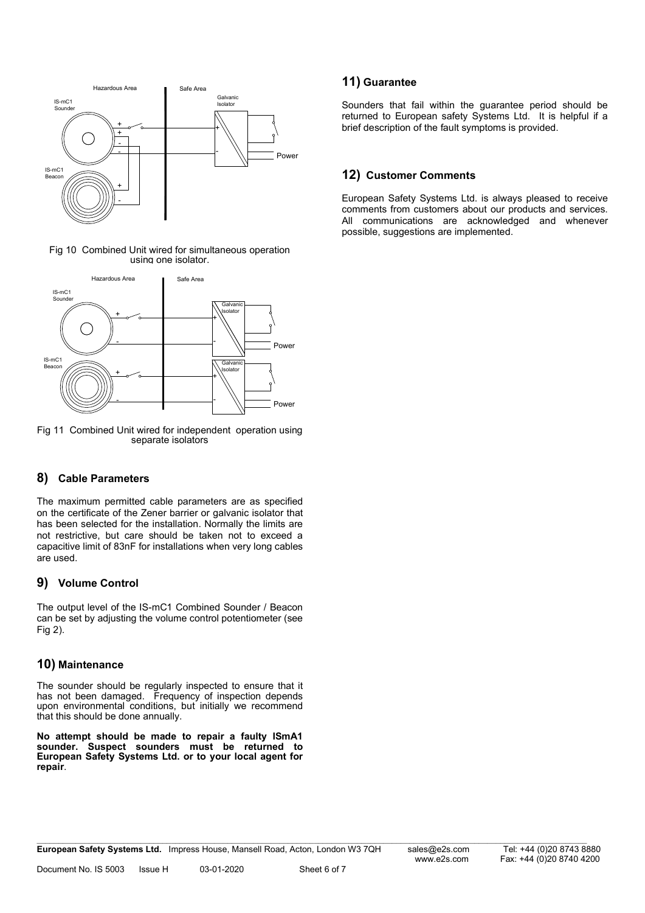Fig 10 Combined Unit wired for simultaneous operation using one isolator.

Fig 11 Combined Unit wired for independent operation using separate isolators

## 8) Cable Parameters

The maximum permitted cable parameters are as specified on the certificate of the Zener barrier or galvanic isolator that has been selected for the installation. Normally the limits are not restrictive, but care should be taken not to exceed a capacitive limit of 83nF for installations when very long cables are used.

## 9) Volume Control

The output level of the IS-mC1 Combined Sounder / Beacon can be set by adjusting the volume control potentiometer (see Fig 2).

## 10) Maintenance

The sounder should be regularly inspected to ensure that it has not been damaged. Frequency of inspection depends upon environmental conditions, but initially we recommend that this should be done annually.

**No attempt should be made to repair a faulty ISmA1 sounder. Suspect sounders must be returned to European Safety Systems Ltd. or to your local agent for repair**.

## 11) Guarantee

Sounders that fail within the guarantee period should be returned to European safety Systems Ltd. It is helpful if a brief description of the fault symptoms is provided.

## 12) Customer Comments

European Safety Systems Ltd. is always pleased to receive comments from customers about our products and services. All communications are acknowledged and whenever possible, suggestions are implemented.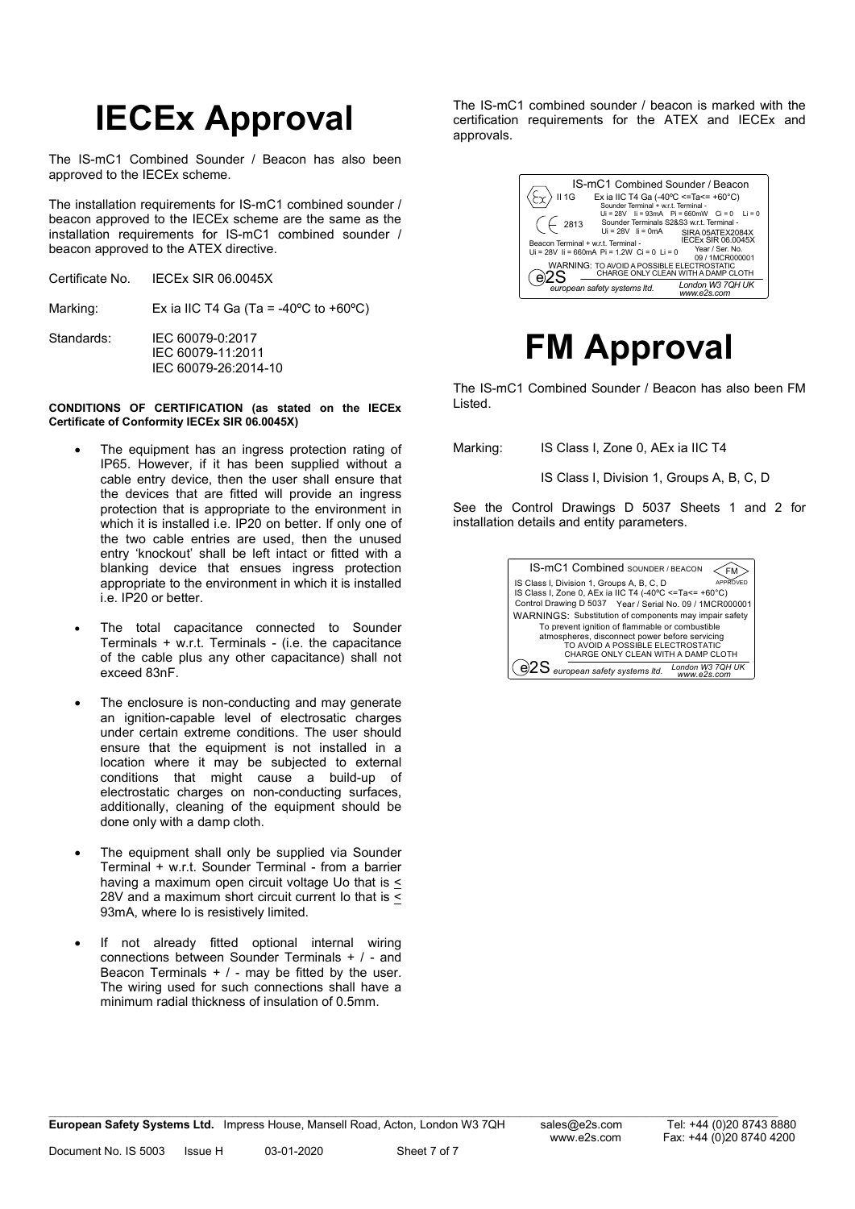# IECEx Approval

The IS-mC1 Combined Sounder / Beacon has also been approved to the IECEx scheme.

The installation requirements for IS-mC1 combined sounder / beacon approved to the IECEx scheme are the same as the installation requirements for IS-mC1 combined sounder / beacon approved to the ATEX directive.

| | |
|---|---|
| Certificate No. | IECEx SIR 06.0045X |
| Marking: | Ex ia IIC T4 Ga (Ta = -40ºC to +60ºC) |
| Standards: | IEC 60079-0:2017<br>IEC 60079-11:2011<br>IEC 60079-26:2014-10 |

**CONDITIONS OF CERTIFICATION (as stated on the IECEx Certificate of Conformity IECEx SIR 06.0045X)**

- The equipment has an ingress protection rating of IP65. However, if it has been supplied without a cable entry device, then the user shall ensure that the devices that are fitted will provide an ingress protection that is appropriate to the environment in which it is installed i.e. IP20 on better. If only one of the two cable entries are used, then the unused entry 'knockout' shall be left intact or fitted with a blanking device that ensues ingress protection appropriate to the environment in which it is installed i.e. IP20 or better.

- The total capacitance connected to Sounder Terminals + w.r.t. Terminals - (i.e. the capacitance of the cable plus any other capacitance) shall not exceed 83nF.

- The enclosure is non-conducting and may generate an ignition-capable level of electrosatic charges under certain extreme conditions. The user should ensure that the equipment is not installed in a location where it may be subjected to external conditions that might cause a build-up of electrostatic charges on non-conducting surfaces, additionally, cleaning of the equipment should be done only with a damp cloth.

- The equipment shall only be supplied via Sounder Terminal + w.r.t. Sounder Terminal - from a barrier having a maximum open circuit voltage Uo that is ≤ 28V and a maximum short circuit current Io that is ≤ 93mA, where Io is resistively limited.

- If not already fitted optional internal wiring connections between Sounder Terminals + / - and Beacon Terminals + / - may be fitted by the user. The wiring used for such connections shall have a minimum radial thickness of insulation of 0.5mm.

The IS-mC1 combined sounder / beacon is marked with the certification requirements for the ATEX and IECEx and approvals.

IS-mC1 Combined Sounder / Beacon
II 1G Ex ia IIC T4 Ga (-40ºC <=Ta<= +60°C)
Sounder Terminal + w.r.t. Terminal -
Ui = 28V Ii = 93mA Pi = 660mW Ci = 0 Li = 0
CE 2813
Sounder Terminals S2&S3 w.r.t. Terminal -
Ui = 28V Ii = 0mA
SIRA 05ATEX2084X
IECEx SIR 06.0045X
Beacon Terminal + w.r.t. Terminal -
Ui = 28V Ii = 660mA Pi = 1.2W Ci = 0 Li = 0
Year / Ser. No.
09 / 1MCR000001
WARNING: TO AVOID A POSSIBLE ELECTROSTATIC CHARGE ONLY CLEAN WITH A DAMP CLOTH
e2S european safety systems ltd. London W3 7QH UK www.e2s.com

# FM Approval

The IS-mC1 Combined Sounder / Beacon has also been FM Listed.

Marking: IS Class I, Zone 0, AEx ia IIC T4

IS Class I, Division 1, Groups A, B, C, D

See the Control Drawings D 5037 Sheets 1 and 2 for installation details and entity parameters.

IS-mC1 Combined SOUNDER / BEACON
FM APPROVED
IS Class I, Division 1, Groups A, B, C, D
IS Class I, Zone 0, AEx ia IIC T4 (-40ºC <=Ta<= +60°C)
Control Drawing D 5037 Year / Serial No. 09 / 1MCR000001
WARNINGS: Substitution of components may impair safety
To prevent ignition of flammable or combustible atmospheres, disconnect power before servicing
TO AVOID A POSSIBLE ELECTROSTATIC CHARGE ONLY CLEAN WITH A DAMP CLOTH
e2S european safety systems ltd. London W3 7QH UK www.e2s.com

**European Safety Systems Ltd.** Impress House, Mansell Road, Acton, London W3 7QH sales@e2s.com www.e2s.com Tel: +44 (0)20 8743 8880 Fax: +44 (0)20 8740 4200

Document No. IS 5003 Issue H 03-01-2020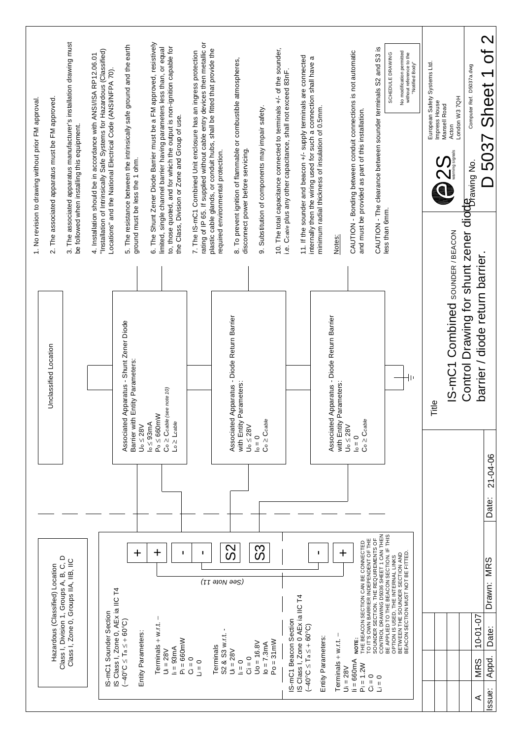Hazardous (Classified) Location
Class I, Division 1, Groups A, B, C, D
Class I, Zone 0, Groups IIA, IIB, IIC

Unclassified Location

**IS-mC1 Sounder Section**
IS Class I, Zone 0, AEx ia IIC T4
($-40°C \le T_a \le +60°C$)

Entity Parameters:

Terminals + w.r.t. –
$U_i = 28V$
$I_i = 93mA$
$P_i = 660mW$
$C_i = 0$
$L_i = 0$

Terminals
S2 & S3 w.r.t. -
$U_i = 28V$
$I_i = 0$
$Ci = 0$
$U_o = 16.8V$
$I_o = 7.3mA$
$P_o = 31mW$

Terminals: + , + , - , - , S2 , S3 *(See Note 11)*

**IS-mC1 Beacon Section**
IS Class I, Zone 0 AEx ia IIC T4
($-40°C \le T_a \le +60°C$)

Entity Parameters:

Terminals + w.r.t. –
$U_i = 28V$
$I_i = 660mA$
$P_i = 1.2W$
$C_i = 0$
$L_i = 0$

Terminals: - , +

**NOTE:** THE BEACON SECTION CAN BE CONNECTED TO IT'S OWN BARRIER INDEPENDENT OF THE SOUNDER SECTION. THE REQUIREMENTS OF CONTROL DRAWING D5036 SHEET 1 CAN THEN BE APPLIED TO THE BEACON SECTION. IF THIS OPTION IS USED, THE INTERNAL LINKS BETWEEN THE SOUNDER SECTION AND BEACON SECTION MUST NOT BE FITTED.

Associated Apparatus - Shunt Zener Diode Barrier with Entity Parameters:
$U_o \le 28V$
$I_o \le 93mA$
$P_o \le 660mW$
$C_o \ge C_{cable}$ *(see note 10)*
$L_o \ge L_{cable}$

Associated Apparatus - Diode Return Barrier with Entity Parameters:
$U_o \le 28V$
$I_o = 0$
$C_o \ge C_{cable}$

Associated Apparatus - Diode Return Barrier with Entity Parameters:
$U_o \le 28V$
$I_o = 0$
$C_o \ge C_{cable}$

1. No revision to drawing without prior FM approval.
2. The associated apparatus must be FM approved.
3. The associated apparatus manufacturer's installation drawing must be followed when installing this equipment.
4. Installation should be in accordance with ANSI/ISA RP12.06.01 "Installation of Intrinsically Safe Systems for Hazardous (Classified) Locations" and the National Electrical Code (ANSI/NFPA 70).
5. The resistance between the intrinsically safe ground and the earth ground must be less the 1 ohm.
6. The Shunt Zener Diode Barrier must be a FM approved, resistively limited, single channel barrier having parameters less than, or equal to, those quoted, and for which the output is non-ignition capable for the Class, Division or Zone and Group of use.
7. The IS-mC1 Combined Unit enclosure has an ingress protection rating of IP 65. If supplied without cable entry devices then metallic or plastic cable glands, or conduit hubs, shall be fitted that provide the required environmental protection.
8. To prevent ignition of flammable or combustible atmospheres, disconnect power before servicing.
9. Substitution of components may impair safety.
10. The total capacitance connected to terminals +/- of the sounder, i.e. $C_{cable}$ plus any other capacitance, shall not exceed 83nF.
11. If the sounder and beacon +/- supply terminals are connected internally then the wiring used for such a connection shall have a minimum radial thickness of insulation of 0.5mm.

Notes:

CAUTION - Bonding between conduit connections is not automatic and must be provided as part of this installation.

CAUTION - The clearance between sounder terminals S2 and S3 is less than 6mm.

SCHEDULE DRAWING
No modification permitted without reference to the "Notified Body"

European Safety Systems Ltd.
Impress House
Mansell Road
Acton
London W3 7QH

e2S warning signals

Title: IS-mC1 Combined SOUNDER / BEACON Control Drawing for shunt zener diode barrier / diode return barrier.

Computer Ref. D5037a.dwg

Drawing No. D 5037 Sheet 1 of 2

| Issue: | Appd. | Date: |
|---|---|---|
| A | MRS | 10-01-07 |

Drawn: MRS | Date: 21-04-06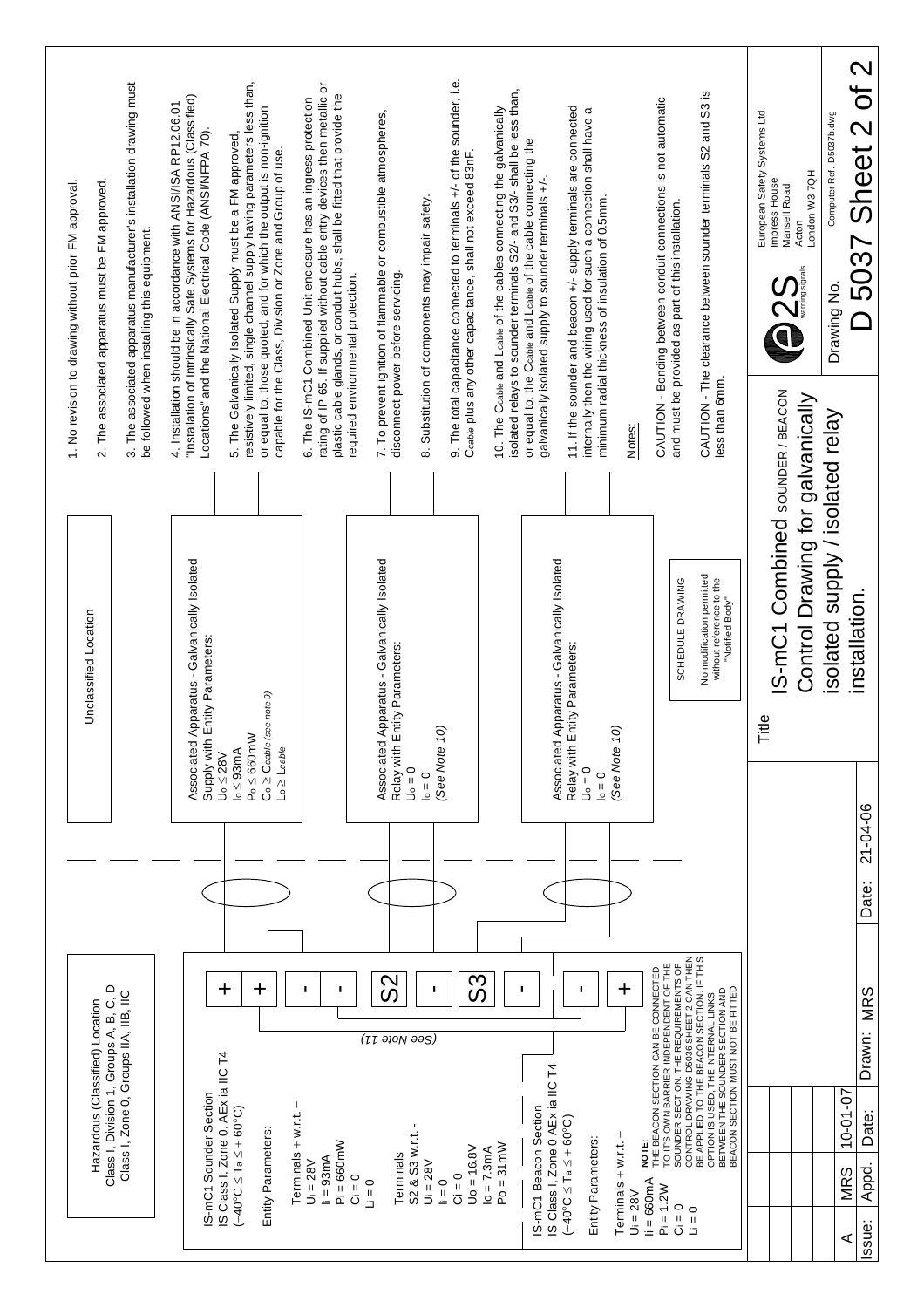Hazardous (Classified) Location
Class I, Division 1, Groups A, B, C, D
Class I, Zone 0, Groups IIA, IIB, IIC

Unclassified Location

IS-mC1 Sounder Section
IS Class I, Zone 0, AEx ia IIC T4
($-40°C \leq T_a \leq +60°C$)

Entity Parameters:

Terminals + w.r.t. –
$U_i = 28V$
$I_i = 93mA$
$P_i = 660mW$
$C_i = 0$
$L_i = 0$

Terminals
S2 & S3 w.r.t. -
$U_i = 28V$
$I_i = 0$
$C_i = 0$
$U_o = 16.8V$
$I_o = 7.3mA$
$P_o = 31mW$

IS-mC1 Beacon Section
IS Class I, Zone 0 AEx ia IIC T4
($-40°C \leq T_a \leq +60°C$)

Entity Parameters:

Terminals + w.r.t. –
$U_i = 28V$
$I_i = 660mA$
$P_i = 1.2W$
$C_i = 0$
$L_i = 0$

**NOTE:** THE BEACON SECTION CAN BE CONNECTED TO IT'S OWN BARRIER INDEPENDENT OF THE SOUNDER SECTION. THE REQUIREMENTS OF CONTROL DRAWING D5036 SHEET 2 CAN THEN BE APPLIED TO THE BEACON SECTION. IF THIS OPTION IS USED, THE INTERNAL LINKS BETWEEN THE SOUNDER SECTION AND BEACON SECTION MUST NOT BE FITTED.

Terminals: + + - - S2 - S3 - - +

(See Note 11)

Associated Apparatus - Galvanically Isolated Supply with Entity Parameters:
$U_o \leq 28V$
$I_o \leq 93mA$
$P_o \leq 660mW$
$C_o \geq C_{cable}$ *(see note 9)*
$L_o \geq L_{cable}$

Associated Apparatus - Galvanically Isolated Relay with Entity Parameters:
$U_o = 0$
$I_o = 0$
*(See Note 10)*

Associated Apparatus - Galvanically Isolated Relay with Entity Parameters:
$U_o = 0$
$I_o = 0$
*(See Note 10)*

SCHEDULE DRAWING

No modification permitted without reference to the "Notified Body"

1. No revision to drawing without prior FM approval.

2. The associated apparatus must be FM approved.

3. The associated apparatus manufacturer's installation drawing must be followed when installing this equipment.

4. Installation should be in accordance with ANSI/ISA RP12.06.01 "Installation of Intrinsically Safe Systems for Hazardous (Classified) Locations" and the National Electrical Code (ANSI/NFPA 70).

5. The Galvanically Isolated Supply must be a FM approved, resistively limited, single channel supply having parameters less than, or equal to, those quoted, and for which the output is non-ignition capable for the Class, Division or Zone and Group of use.

6. The IS-mC1 Combined Unit enclosure has an ingress protection rating of IP 65. If supplied without cable entry devices then metallic or plastic cable glands, or conduit hubs, shall be fitted that provide the required environmental protection.

7. To prevent ignition of flammable or combustible atmospheres, disconnect power before servicing.

8. Substitution of components may impair safety.

9. The total capacitance connected to terminals +/- of the sounder, i.e. $C_{cable}$ plus any other capacitance, shall not exceed 83nF.

10. The $C_{cable}$ and $L_{cable}$ of the cables connecting the galvanically isolated relays to sounder terminals S2/- and S3/- shall be less than, or equal to, the $C_{cable}$ and $L_{cable}$ of the cable connecting the galvanically isolated supply to sounder terminals +/-.

11. If the sounder and beacon +/- supply terminals are connected internally then the wiring used for such a connection shall have a minimum radial thickness of insulation of 0.5mm.

Notes:

CAUTION - Bonding between conduit connections is not automatic and must be provided as part of this installation.

CAUTION - The clearance between sounder terminals S2 and S3 is less than 6mm.

Title: IS-mC1 Combined SOUNDER / BEACON Control Drawing for galvanically isolated supply / isolated relay installation.

e2S warning signals
European Safety Systems Ltd.
Impress House
Mansell Road
Acton
London W3 7QH

Drawing No. D 5037 Sheet 2 of 2
Computer Ref. D5037b.dwg

| Issue: | Appd. | Date: | Drawn: | Date: |
|---|---|---|---|---|
| A | MRS | 10-01-07 | MRS | 21-04-06 |